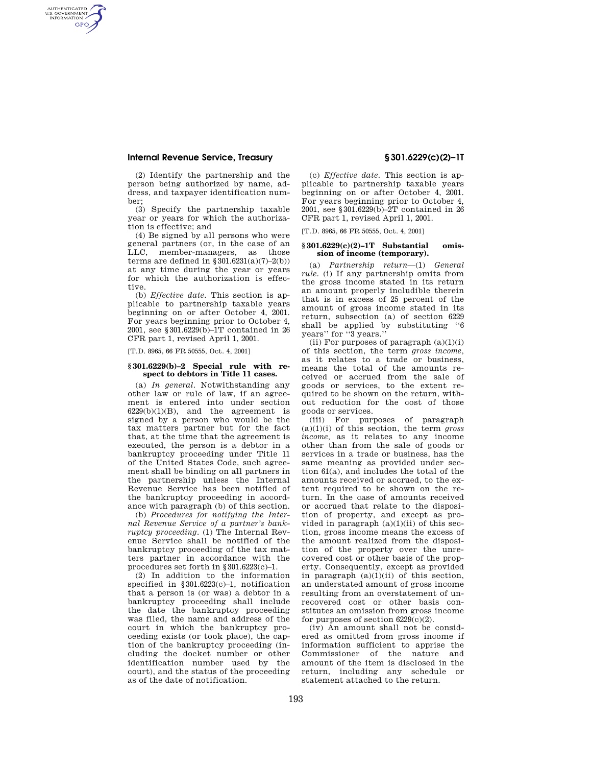(2) Identify the partnership and the person being authorized by name, address, and taxpayer identification number;

(3) Specify the partnership taxable year or years for which the authorization is effective; and

(4) Be signed by all persons who were general partners (or, in the case of an LLC, member-managers, as those terms are defined in §301.6231(a)(7)–2(b)) at any time during the year or years for which the authorization is effective.

(b) *Effective date.* This section is applicable to partnership taxable years beginning on or after October 4, 2001. For years beginning prior to October 4, 2001, see §301.6229(b)–1T contained in 26 CFR part 1, revised April 1, 2001.

[T.D. 8965, 66 FR 50555, Oct. 4, 2001]

### §301.6229(b)–2 Special rule with respect to debtors in Title 11 cases.

(a) *In general.* Notwithstanding any other law or rule of law, if an agreement is entered into under section 6229(b)(1)(B), and the agreement is signed by a person who would be the tax matters partner but for the fact that, at the time that the agreement is executed, the person is a debtor in a bankruptcy proceeding under Title 11 of the United States Code, such agreement shall be binding on all partners in the partnership unless the Internal Revenue Service has been notified of the bankruptcy proceeding in accordance with paragraph (b) of this section.

(b) *Procedures for notifying the Internal Revenue Service of a partner's bankruptcy proceeding.* (1) The Internal Revenue Service shall be notified of the bankruptcy proceeding of the tax matters partner in accordance with the procedures set forth in §301.6223(c)–1.

(2) In addition to the information specified in §301.6223(c)–1, notification that a person is (or was) a debtor in a bankruptcy proceeding shall include the date the bankruptcy proceeding was filed, the name and address of the court in which the bankruptcy proceeding exists (or took place), the caption of the bankruptcy proceeding (including the docket number or other identification number used by the court), and the status of the proceeding as of the date of notification.

(c) *Effective date.* This section is applicable to partnership taxable years beginning on or after October 4, 2001. For years beginning prior to October 4, 2001, see §301.6229(b)–2T contained in 26 CFR part 1, revised April 1, 2001.

[T.D. 8965, 66 FR 50555, Oct. 4, 2001]

### §301.6229(c)(2)–1T Substantial omission of income (temporary).

(a) *Partnership return*—(1) *General rule.* (i) If any partnership omits from the gross income stated in its return an amount properly includible therein that is in excess of 25 percent of the amount of gross income stated in its return, subsection (a) of section 6229 shall be applied by substituting "6 years" for "3 years."

(ii) For purposes of paragraph (a)(1)(i) of this section, the term *gross income*, as it relates to a trade or business, means the total of the amounts received or accrued from the sale of goods or services, to the extent required to be shown on the return, without reduction for the cost of those goods or services.

(iii) For purposes of paragraph (a)(1)(i) of this section, the term *gross income*, as it relates to any income other than from the sale of goods or services in a trade or business, has the same meaning as provided under section 61(a), and includes the total of the amounts received or accrued, to the extent required to be shown on the return. In the case of amounts received or accrued that relate to the disposition of property, and except as provided in paragraph (a)(1)(ii) of this section, gross income means the excess of the amount realized from the disposition of the property over the unrecovered cost or other basis of the property. Consequently, except as provided in paragraph (a)(1)(ii) of this section, an understated amount of gross income resulting from an overstatement of unrecovered cost or other basis constitutes an omission from gross income for purposes of section 6229(c)(2).

(iv) An amount shall not be considered as omitted from gross income if information sufficient to apprise the Commissioner of the nature and amount of the item is disclosed in the return, including any schedule or statement attached to the return.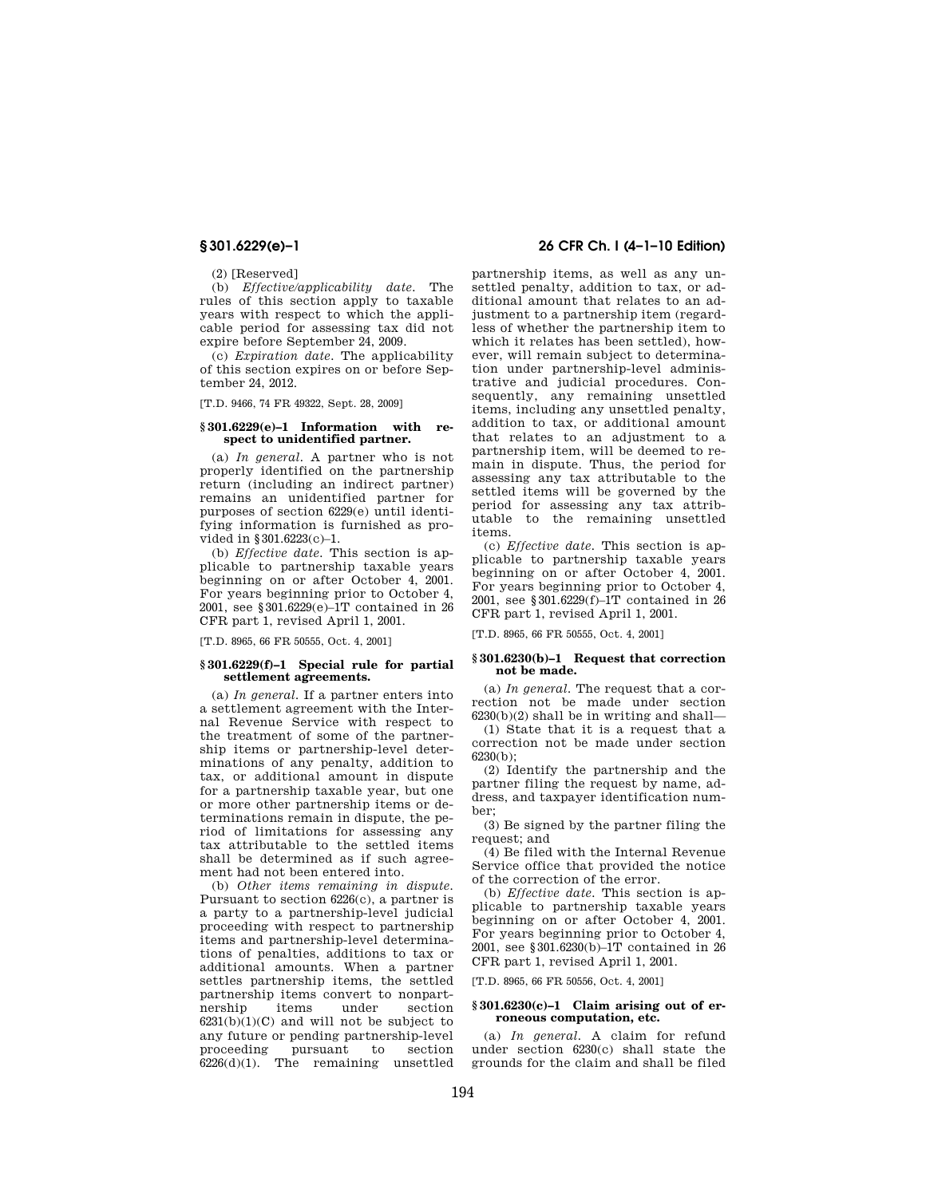(2) [Reserved]

(b) *Effective/applicability date.* The rules of this section apply to taxable years with respect to which the applicable period for assessing tax did not expire before September 24, 2009.

(c) *Expiration date.* The applicability of this section expires on or before September 24, 2012.

[T.D. 9466, 74 FR 49322, Sept. 28, 2009]

### § 301.6229(e)–1 Information with respect to unidentified partner.

(a) *In general.* A partner who is not properly identified on the partnership return (including an indirect partner) remains an unidentified partner for purposes of section 6229(e) until identifying information is furnished as provided in § 301.6223(c)–1.

(b) *Effective date.* This section is applicable to partnership taxable years beginning on or after October 4, 2001. For years beginning prior to October 4, 2001, see § 301.6229(e)–1T contained in 26 CFR part 1, revised April 1, 2001.

[T.D. 8965, 66 FR 50555, Oct. 4, 2001]

### § 301.6229(f)–1 Special rule for partial settlement agreements.

(a) *In general.* If a partner enters into a settlement agreement with the Internal Revenue Service with respect to the treatment of some of the partnership items or partnership-level determinations of any penalty, addition to tax, or additional amount in dispute for a partnership taxable year, but one or more other partnership items or determinations remain in dispute, the period of limitations for assessing any tax attributable to the settled items shall be determined as if such agreement had not been entered into.

(b) *Other items remaining in dispute.* Pursuant to section 6226(c), a partner is a party to a partnership-level judicial proceeding with respect to partnership items and partnership-level determinations of penalties, additions to tax or additional amounts. When a partner settles partnership items, the settled partnership items convert to nonpartnership items under section 6231(b)(1)(C) and will not be subject to any future or pending partnership-level proceeding pursuant to section 6226(d)(1). The remaining unsettled partnership items, as well as any unsettled penalty, addition to tax, or additional amount that relates to an adjustment to a partnership item (regardless of whether the partnership item to which it relates has been settled), however, will remain subject to determination under partnership-level administrative and judicial procedures. Consequently, any remaining unsettled items, including any unsettled penalty, addition to tax, or additional amount that relates to an adjustment to a partnership item, will be deemed to remain in dispute. Thus, the period for assessing any tax attributable to the settled items will be governed by the period for assessing any tax attributable to the remaining unsettled items.

(c) *Effective date.* This section is applicable to partnership taxable years beginning on or after October 4, 2001. For years beginning prior to October 4, 2001, see § 301.6229(f)–1T contained in 26 CFR part 1, revised April 1, 2001.

[T.D. 8965, 66 FR 50555, Oct. 4, 2001]

### § 301.6230(b)–1 Request that correction not be made.

(a) *In general.* The request that a correction not be made under section 6230(b)(2) shall be in writing and shall—

(1) State that it is a request that a correction not be made under section 6230(b);

(2) Identify the partnership and the partner filing the request by name, address, and taxpayer identification number;

(3) Be signed by the partner filing the request; and

(4) Be filed with the Internal Revenue Service office that provided the notice of the correction of the error.

(b) *Effective date.* This section is applicable to partnership taxable years beginning on or after October 4, 2001. For years beginning prior to October 4, 2001, see § 301.6230(b)–1T contained in 26 CFR part 1, revised April 1, 2001.

[T.D. 8965, 66 FR 50556, Oct. 4, 2001]

### § 301.6230(c)–1 Claim arising out of erroneous computation, etc.

(a) *In general.* A claim for refund under section 6230(c) shall state the grounds for the claim and shall be filed